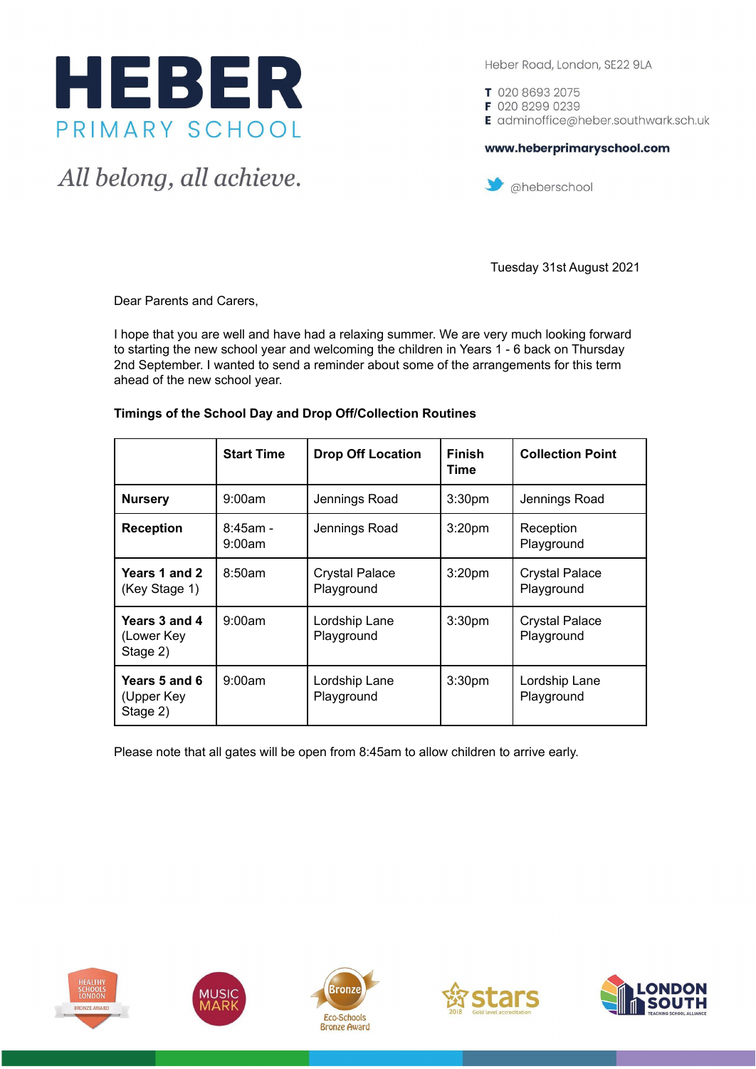# HEBER PRIMARY SCHOOL

*All belong, all achieve.*

Heber Road, London, SE22 9LA

**T** 020 8693 2075
**F** 020 8299 0239
**E** adminoffice@heber.southwark.sch.uk

**www.heberprimaryschool.com**

@heberschool

Tuesday 31st August 2021

Dear Parents and Carers,

I hope that you are well and have had a relaxing summer. We are very much looking forward to starting the new school year and welcoming the children in Years 1 - 6 back on Thursday 2nd September. I wanted to send a reminder about some of the arrangements for this term ahead of the new school year.

**Timings of the School Day and Drop Off/Collection Routines**

| | Start Time | Drop Off Location | Finish Time | Collection Point |
|---|---|---|---|---|
| **Nursery** | 9:00am | Jennings Road | 3:30pm | Jennings Road |
| **Reception** | 8:45am - 9:00am | Jennings Road | 3:20pm | Reception Playground |
| **Years 1 and 2** (Key Stage 1) | 8:50am | Crystal Palace Playground | 3:20pm | Crystal Palace Playground |
| **Years 3 and 4** (Lower Key Stage 2) | 9:00am | Lordship Lane Playground | 3:30pm | Crystal Palace Playground |
| **Years 5 and 6** (Upper Key Stage 2) | 9:00am | Lordship Lane Playground | 3:30pm | Lordship Lane Playground |

Please note that all gates will be open from 8:45am to allow children to arrive early.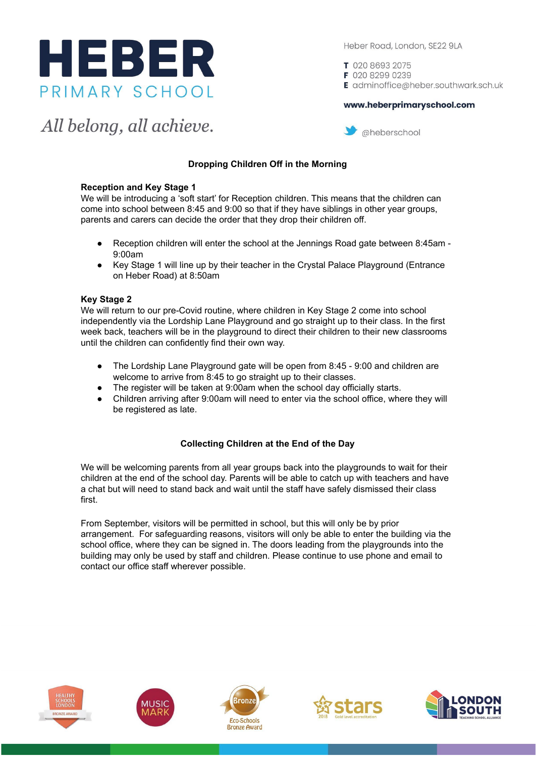# HEBER
PRIMARY SCHOOL

*All belong, all achieve.*

Heber Road, London, SE22 9LA

**T** 020 8693 2075
**F** 020 8299 0239
**E** adminoffice@heber.southwark.sch.uk

**www.heberprimaryschool.com**

@heberschool

## Dropping Children Off in the Morning

**Reception and Key Stage 1**

We will be introducing a 'soft start' for Reception children. This means that the children can come into school between 8:45 and 9:00 so that if they have siblings in other year groups, parents and carers can decide the order that they drop their children off.

- Reception children will enter the school at the Jennings Road gate between 8:45am - 9:00am
- Key Stage 1 will line up by their teacher in the Crystal Palace Playground (Entrance on Heber Road) at 8:50am

**Key Stage 2**

We will return to our pre-Covid routine, where children in Key Stage 2 come into school independently via the Lordship Lane Playground and go straight up to their class. In the first week back, teachers will be in the playground to direct their children to their new classrooms until the children can confidently find their own way.

- The Lordship Lane Playground gate will be open from 8:45 - 9:00 and children are welcome to arrive from 8:45 to go straight up to their classes.
- The register will be taken at 9:00am when the school day officially starts.
- Children arriving after 9:00am will need to enter via the school office, where they will be registered as late.

## Collecting Children at the End of the Day

We will be welcoming parents from all year groups back into the playgrounds to wait for their children at the end of the school day. Parents will be able to catch up with teachers and have a chat but will need to stand back and wait until the staff have safely dismissed their class first.

From September, visitors will be permitted in school, but this will only be by prior arrangement. For safeguarding reasons, visitors will only be able to enter the building via the school office, where they can be signed in. The doors leading from the playgrounds into the building may only be used by staff and children. Please continue to use phone and email to contact our office staff wherever possible.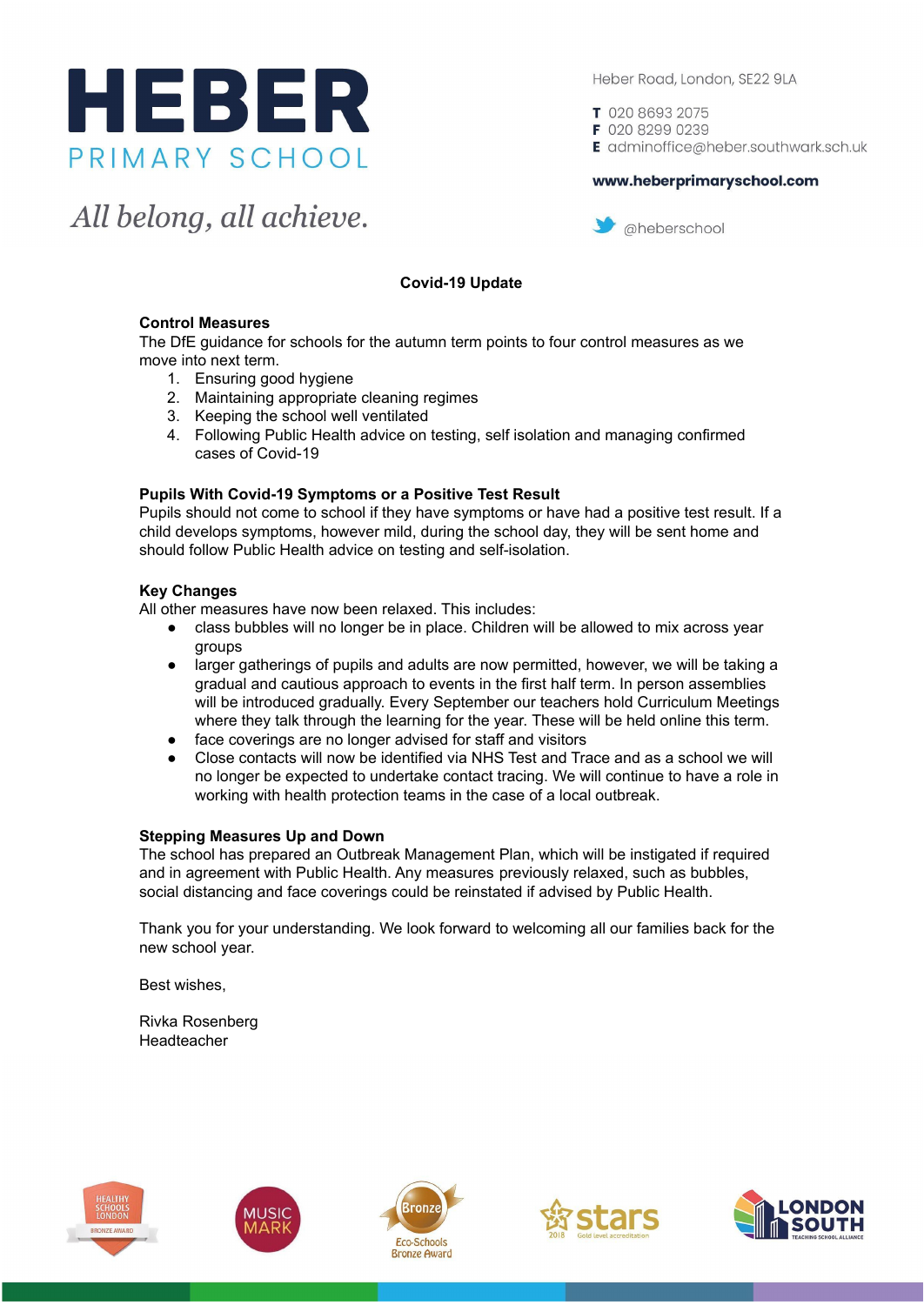HEBER PRIMARY SCHOOL

*All belong, all achieve.*

Heber Road, London, SE22 9LA

T 020 8693 2075
F 020 8299 0239
E adminoffice@heber.southwark.sch.uk

**www.heberprimaryschool.com**

@heberschool

**Covid-19 Update**

**Control Measures**
The DfE guidance for schools for the autumn term points to four control measures as we move into next term.

1. Ensuring good hygiene
2. Maintaining appropriate cleaning regimes
3. Keeping the school well ventilated
4. Following Public Health advice on testing, self isolation and managing confirmed cases of Covid-19

**Pupils With Covid-19 Symptoms or a Positive Test Result**
Pupils should not come to school if they have symptoms or have had a positive test result. If a child develops symptoms, however mild, during the school day, they will be sent home and should follow Public Health advice on testing and self-isolation.

**Key Changes**
All other measures have now been relaxed. This includes:

- class bubbles will no longer be in place. Children will be allowed to mix across year groups
- larger gatherings of pupils and adults are now permitted, however, we will be taking a gradual and cautious approach to events in the first half term. In person assemblies will be introduced gradually. Every September our teachers hold Curriculum Meetings where they talk through the learning for the year. These will be held online this term.
- face coverings are no longer advised for staff and visitors
- Close contacts will now be identified via NHS Test and Trace and as a school we will no longer be expected to undertake contact tracing. We will continue to have a role in working with health protection teams in the case of a local outbreak.

**Stepping Measures Up and Down**
The school has prepared an Outbreak Management Plan, which will be instigated if required and in agreement with Public Health. Any measures previously relaxed, such as bubbles, social distancing and face coverings could be reinstated if advised by Public Health.

Thank you for your understanding. We look forward to welcoming all our families back for the new school year.

Best wishes,

Rivka Rosenberg
Headteacher

HEALTHY SCHOOLS LONDON BRONZE AWARD

MUSIC MARK

Bronze Eco-Schools Bronze Award

stars 2018 Gold level accreditation

LONDON SOUTH TEACHING SCHOOL ALLIANCE